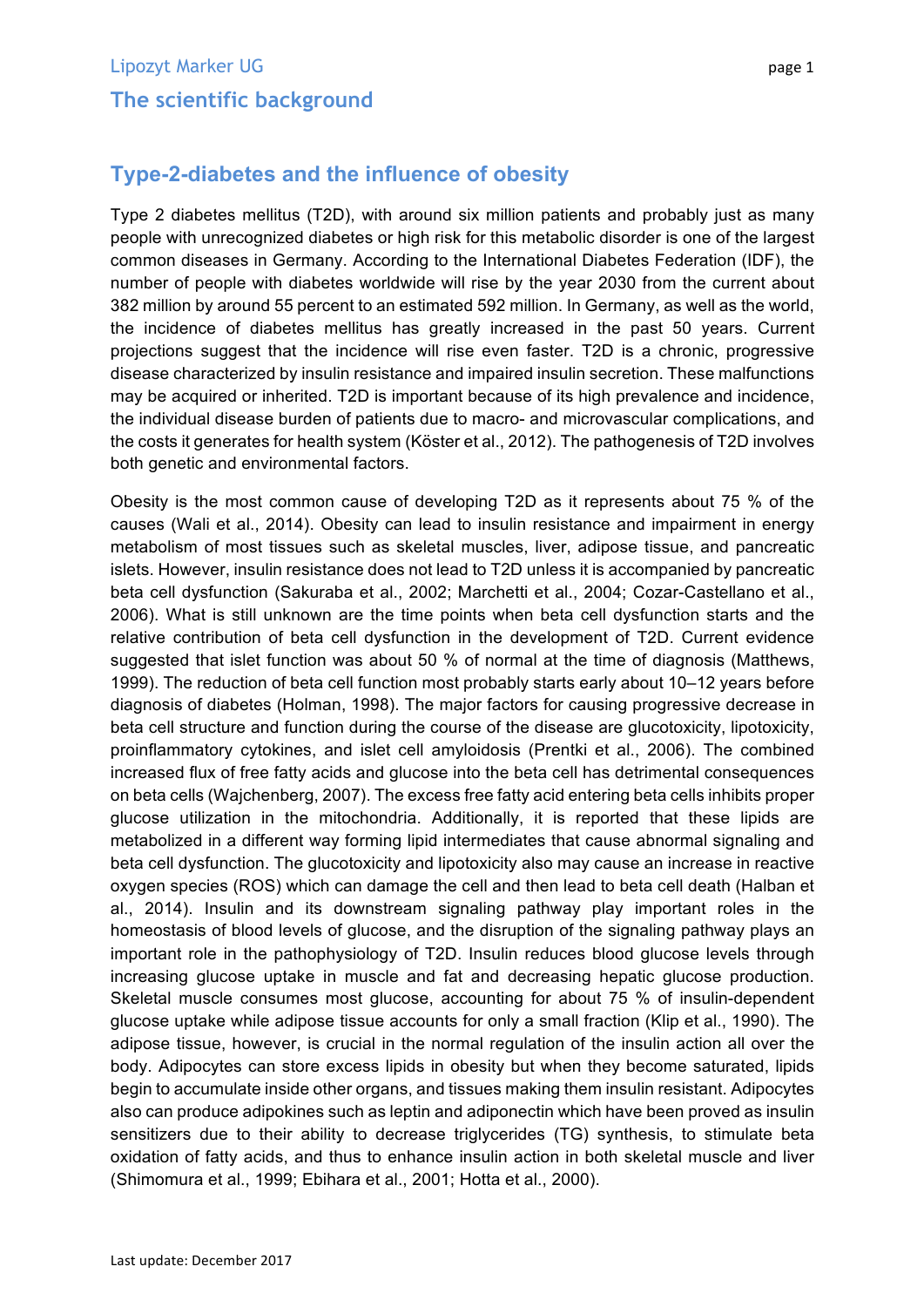# Lipozyt Marker UG

## The scientific background

## Type-2-diabetes and the influence of obesity

Type 2 diabetes mellitus (T2D), with around six million patients and probably just as many people with unrecognized diabetes or high risk for this metabolic disorder is one of the largest common diseases in Germany. According to the International Diabetes Federation (IDF), the number of people with diabetes worldwide will rise by the year 2030 from the current about 382 million by around 55 percent to an estimated 592 million. In Germany, as well as the world, the incidence of diabetes mellitus has greatly increased in the past 50 years. Current projections suggest that the incidence will rise even faster. T2D is a chronic, progressive disease characterized by insulin resistance and impaired insulin secretion. These malfunctions may be acquired or inherited. T2D is important because of its high prevalence and incidence, the individual disease burden of patients due to macro- and microvascular complications, and the costs it generates for health system (Köster et al., 2012). The pathogenesis of T2D involves both genetic and environmental factors.

Obesity is the most common cause of developing T2D as it represents about 75 % of the causes (Wali et al., 2014). Obesity can lead to insulin resistance and impairment in energy metabolism of most tissues such as skeletal muscles, liver, adipose tissue, and pancreatic islets. However, insulin resistance does not lead to T2D unless it is accompanied by pancreatic beta cell dysfunction (Sakuraba et al., 2002; Marchetti et al., 2004; Cozar-Castellano et al., 2006). What is still unknown are the time points when beta cell dysfunction starts and the relative contribution of beta cell dysfunction in the development of T2D. Current evidence suggested that islet function was about 50 % of normal at the time of diagnosis (Matthews, 1999). The reduction of beta cell function most probably starts early about 10–12 years before diagnosis of diabetes (Holman, 1998). The major factors for causing progressive decrease in beta cell structure and function during the course of the disease are glucotoxicity, lipotoxicity, proinflammatory cytokines, and islet cell amyloidosis (Prentki et al., 2006). The combined increased flux of free fatty acids and glucose into the beta cell has detrimental consequences on beta cells (Wajchenberg, 2007). The excess free fatty acid entering beta cells inhibits proper glucose utilization in the mitochondria. Additionally, it is reported that these lipids are metabolized in a different way forming lipid intermediates that cause abnormal signaling and beta cell dysfunction. The glucotoxicity and lipotoxicity also may cause an increase in reactive oxygen species (ROS) which can damage the cell and then lead to beta cell death (Halban et al., 2014). Insulin and its downstream signaling pathway play important roles in the homeostasis of blood levels of glucose, and the disruption of the signaling pathway plays an important role in the pathophysiology of T2D. Insulin reduces blood glucose levels through increasing glucose uptake in muscle and fat and decreasing hepatic glucose production. Skeletal muscle consumes most glucose, accounting for about 75 % of insulin-dependent glucose uptake while adipose tissue accounts for only a small fraction (Klip et al., 1990). The adipose tissue, however, is crucial in the normal regulation of the insulin action all over the body. Adipocytes can store excess lipids in obesity but when they become saturated, lipids begin to accumulate inside other organs, and tissues making them insulin resistant. Adipocytes also can produce adipokines such as leptin and adiponectin which have been proved as insulin sensitizers due to their ability to decrease triglycerides (TG) synthesis, to stimulate beta oxidation of fatty acids, and thus to enhance insulin action in both skeletal muscle and liver (Shimomura et al., 1999; Ebihara et al., 2001; Hotta et al., 2000).

Last update: December 2017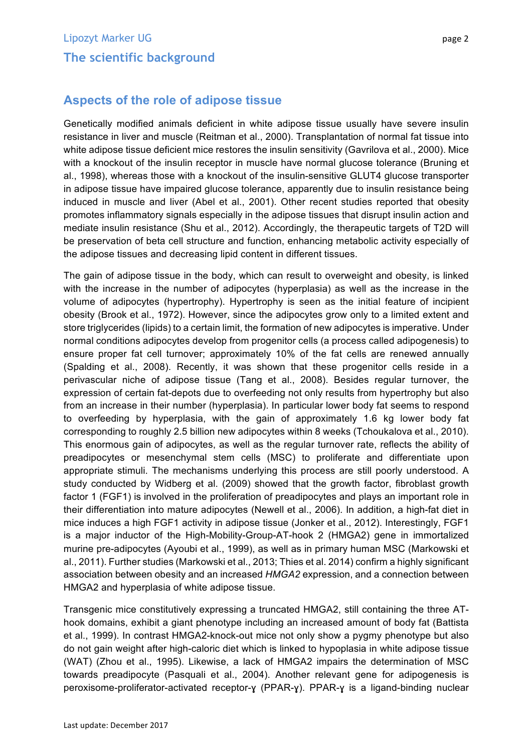## The scientific background

### Aspects of the role of adipose tissue

Genetically modified animals deficient in white adipose tissue usually have severe insulin resistance in liver and muscle (Reitman et al., 2000). Transplantation of normal fat tissue into white adipose tissue deficient mice restores the insulin sensitivity (Gavrilova et al., 2000). Mice with a knockout of the insulin receptor in muscle have normal glucose tolerance (Bruning et al., 1998), whereas those with a knockout of the insulin-sensitive GLUT4 glucose transporter in adipose tissue have impaired glucose tolerance, apparently due to insulin resistance being induced in muscle and liver (Abel et al., 2001). Other recent studies reported that obesity promotes inflammatory signals especially in the adipose tissues that disrupt insulin action and mediate insulin resistance (Shu et al., 2012). Accordingly, the therapeutic targets of T2D will be preservation of beta cell structure and function, enhancing metabolic activity especially of the adipose tissues and decreasing lipid content in different tissues.

The gain of adipose tissue in the body, which can result to overweight and obesity, is linked with the increase in the number of adipocytes (hyperplasia) as well as the increase in the volume of adipocytes (hypertrophy). Hypertrophy is seen as the initial feature of incipient obesity (Brook et al., 1972). However, since the adipocytes grow only to a limited extent and store triglycerides (lipids) to a certain limit, the formation of new adipocytes is imperative. Under normal conditions adipocytes develop from progenitor cells (a process called adipogenesis) to ensure proper fat cell turnover; approximately 10% of the fat cells are renewed annually (Spalding et al., 2008). Recently, it was shown that these progenitor cells reside in a perivascular niche of adipose tissue (Tang et al., 2008). Besides regular turnover, the expression of certain fat-depots due to overfeeding not only results from hypertrophy but also from an increase in their number (hyperplasia). In particular lower body fat seems to respond to overfeeding by hyperplasia, with the gain of approximately 1.6 kg lower body fat corresponding to roughly 2.5 billion new adipocytes within 8 weeks (Tchoukalova et al., 2010). This enormous gain of adipocytes, as well as the regular turnover rate, reflects the ability of preadipocytes or mesenchymal stem cells (MSC) to proliferate and differentiate upon appropriate stimuli. The mechanisms underlying this process are still poorly understood. A study conducted by Widberg et al. (2009) showed that the growth factor, fibroblast growth factor 1 (FGF1) is involved in the proliferation of preadipocytes and plays an important role in their differentiation into mature adipocytes (Newell et al., 2006). In addition, a high-fat diet in mice induces a high FGF1 activity in adipose tissue (Jonker et al., 2012). Interestingly, FGF1 is a major inductor of the High-Mobility-Group-AT-hook 2 (HMGA2) gene in immortalized murine pre-adipocytes (Ayoubi et al., 1999), as well as in primary human MSC (Markowski et al., 2011). Further studies (Markowski et al., 2013; Thies et al. 2014) confirm a highly significant association between obesity and an increased *HMGA2* expression, and a connection between HMGA2 and hyperplasia of white adipose tissue.

Transgenic mice constitutively expressing a truncated HMGA2, still containing the three AT-hook domains, exhibit a giant phenotype including an increased amount of body fat (Battista et al., 1999). In contrast HMGA2-knock-out mice not only show a pygmy phenotype but also do not gain weight after high-caloric diet which is linked to hypoplasia in white adipose tissue (WAT) (Zhou et al., 1995). Likewise, a lack of HMGA2 impairs the determination of MSC towards preadipocyte (Pasquali et al., 2004). Another relevant gene for adipogenesis is peroxisome-proliferator-activated receptor-ɣ (PPAR-ɣ). PPAR-ɣ is a ligand-binding nuclear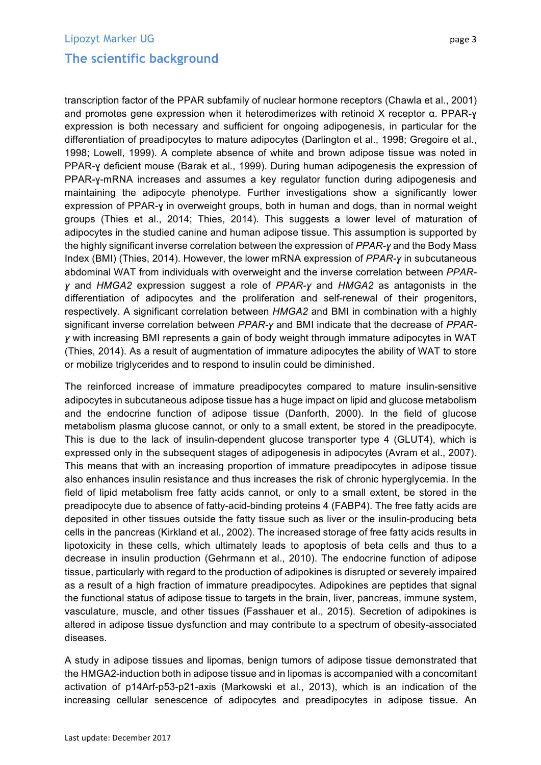transcription factor of the PPAR subfamily of nuclear hormone receptors (Chawla et al., 2001) and promotes gene expression when it heterodimerizes with retinoid X receptor α. PPAR-ɣ expression is both necessary and sufficient for ongoing adipogenesis, in particular for the differentiation of preadipocytes to mature adipocytes (Darlington et al., 1998; Gregoire et al., 1998; Lowell, 1999). A complete absence of white and brown adipose tissue was noted in PPAR-ɣ deficient mouse (Barak et al., 1999). During human adipogenesis the expression of PPAR-ɣ-mRNA increases and assumes a key regulator function during adipogenesis and maintaining the adipocyte phenotype. Further investigations show a significantly lower expression of PPAR-ɣ in overweight groups, both in human and dogs, than in normal weight groups (Thies et al., 2014; Thies, 2014). This suggests a lower level of maturation of adipocytes in the studied canine and human adipose tissue. This assumption is supported by the highly significant inverse correlation between the expression of *PPAR-ɣ* and the Body Mass Index (BMI) (Thies, 2014). However, the lower mRNA expression of *PPAR-ɣ* in subcutaneous abdominal WAT from individuals with overweight and the inverse correlation between *PPAR-ɣ* and *HMGA2* expression suggest a role of *PPAR-ɣ* and *HMGA2* as antagonists in the differentiation of adipocytes and the proliferation and self-renewal of their progenitors, respectively. A significant correlation between *HMGA2* and BMI in combination with a highly significant inverse correlation between *PPAR-ɣ* and BMI indicate that the decrease of *PPAR-ɣ* with increasing BMI represents a gain of body weight through immature adipocytes in WAT (Thies, 2014). As a result of augmentation of immature adipocytes the ability of WAT to store or mobilize triglycerides and to respond to insulin could be diminished.

The reinforced increase of immature preadipocytes compared to mature insulin-sensitive adipocytes in subcutaneous adipose tissue has a huge impact on lipid and glucose metabolism and the endocrine function of adipose tissue (Danforth, 2000). In the field of glucose metabolism plasma glucose cannot, or only to a small extent, be stored in the preadipocyte. This is due to the lack of insulin-dependent glucose transporter type 4 (GLUT4), which is expressed only in the subsequent stages of adipogenesis in adipocytes (Avram et al., 2007). This means that with an increasing proportion of immature preadipocytes in adipose tissue also enhances insulin resistance and thus increases the risk of chronic hyperglycemia. In the field of lipid metabolism free fatty acids cannot, or only to a small extent, be stored in the preadipocyte due to absence of fatty-acid-binding proteins 4 (FABP4). The free fatty acids are deposited in other tissues outside the fatty tissue such as liver or the insulin-producing beta cells in the pancreas (Kirkland et al., 2002). The increased storage of free fatty acids results in lipotoxicity in these cells, which ultimately leads to apoptosis of beta cells and thus to a decrease in insulin production (Gehrmann et al., 2010). The endocrine function of adipose tissue, particularly with regard to the production of adipokines is disrupted or severely impaired as a result of a high fraction of immature preadipocytes. Adipokines are peptides that signal the functional status of adipose tissue to targets in the brain, liver, pancreas, immune system, vasculature, muscle, and other tissues (Fasshauer et al., 2015). Secretion of adipokines is altered in adipose tissue dysfunction and may contribute to a spectrum of obesity-associated diseases.

A study in adipose tissues and lipomas, benign tumors of adipose tissue demonstrated that the HMGA2-induction both in adipose tissue and in lipomas is accompanied with a concomitant activation of p14Arf-p53-p21-axis (Markowski et al., 2013), which is an indication of the increasing cellular senescence of adipocytes and preadipocytes in adipose tissue. An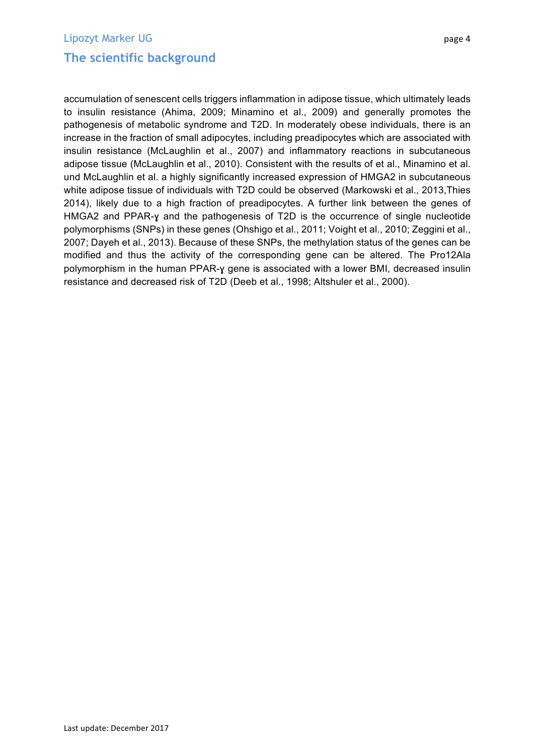## The scientific background

accumulation of senescent cells triggers inflammation in adipose tissue, which ultimately leads to insulin resistance (Ahima, 2009; Minamino et al., 2009) and generally promotes the pathogenesis of metabolic syndrome and T2D. In moderately obese individuals, there is an increase in the fraction of small adipocytes, including preadipocytes which are associated with insulin resistance (McLaughlin et al., 2007) and inflammatory reactions in subcutaneous adipose tissue (McLaughlin et al., 2010). Consistent with the results of et al., Minamino et al. und McLaughlin et al. a highly significantly increased expression of HMGA2 in subcutaneous white adipose tissue of individuals with T2D could be observed (Markowski et al., 2013,Thies 2014), likely due to a high fraction of preadipocytes. A further link between the genes of HMGA2 and PPAR-ɣ and the pathogenesis of T2D is the occurrence of single nucleotide polymorphisms (SNPs) in these genes (Ohshigo et al., 2011; Voight et al., 2010; Zeggini et al., 2007; Dayeh et al., 2013). Because of these SNPs, the methylation status of the genes can be modified and thus the activity of the corresponding gene can be altered. The Pro12Ala polymorphism in the human PPAR-ɣ gene is associated with a lower BMI, decreased insulin resistance and decreased risk of T2D (Deeb et al., 1998; Altshuler et al., 2000).